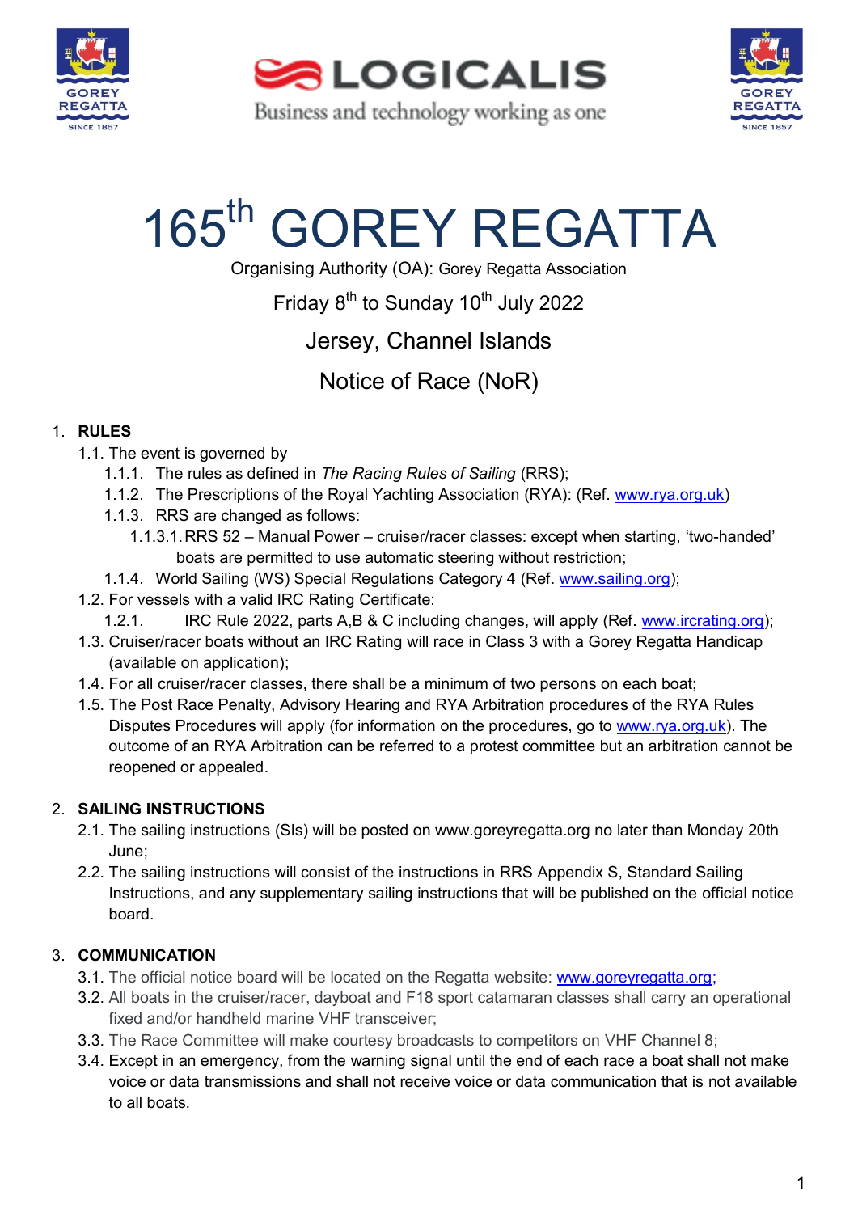# 165th GOREY REGATTA

Organising Authority (OA): Gorey Regatta Association

Friday 8th to Sunday 10th July 2022

Jersey, Channel Islands

Notice of Race (NoR)

## 1. RULES

1.1. The event is governed by

1.1.1. The rules as defined in *The Racing Rules of Sailing* (RRS);

1.1.2. The Prescriptions of the Royal Yachting Association (RYA): (Ref. www.rya.org.uk)

1.1.3. RRS are changed as follows:

1.1.3.1. RRS 52 – Manual Power – cruiser/racer classes: except when starting, 'two-handed' boats are permitted to use automatic steering without restriction;

1.1.4. World Sailing (WS) Special Regulations Category 4 (Ref. www.sailing.org);

1.2. For vessels with a valid IRC Rating Certificate:

1.2.1. IRC Rule 2022, parts A,B & C including changes, will apply (Ref. www.ircrating.org);

1.3. Cruiser/racer boats without an IRC Rating will race in Class 3 with a Gorey Regatta Handicap (available on application);

1.4. For all cruiser/racer classes, there shall be a minimum of two persons on each boat;

1.5. The Post Race Penalty, Advisory Hearing and RYA Arbitration procedures of the RYA Rules Disputes Procedures will apply (for information on the procedures, go to www.rya.org.uk). The outcome of an RYA Arbitration can be referred to a protest committee but an arbitration cannot be reopened or appealed.

## 2. SAILING INSTRUCTIONS

2.1. The sailing instructions (SIs) will be posted on www.goreyregatta.org no later than Monday 20th June;

2.2. The sailing instructions will consist of the instructions in RRS Appendix S, Standard Sailing Instructions, and any supplementary sailing instructions that will be published on the official notice board.

## 3. COMMUNICATION

3.1. The official notice board will be located on the Regatta website: www.goreyregatta.org;

3.2. All boats in the cruiser/racer, dayboat and F18 sport catamaran classes shall carry an operational fixed and/or handheld marine VHF transceiver;

3.3. The Race Committee will make courtesy broadcasts to competitors on VHF Channel 8;

3.4. Except in an emergency, from the warning signal until the end of each race a boat shall not make voice or data transmissions and shall not receive voice or data communication that is not available to all boats.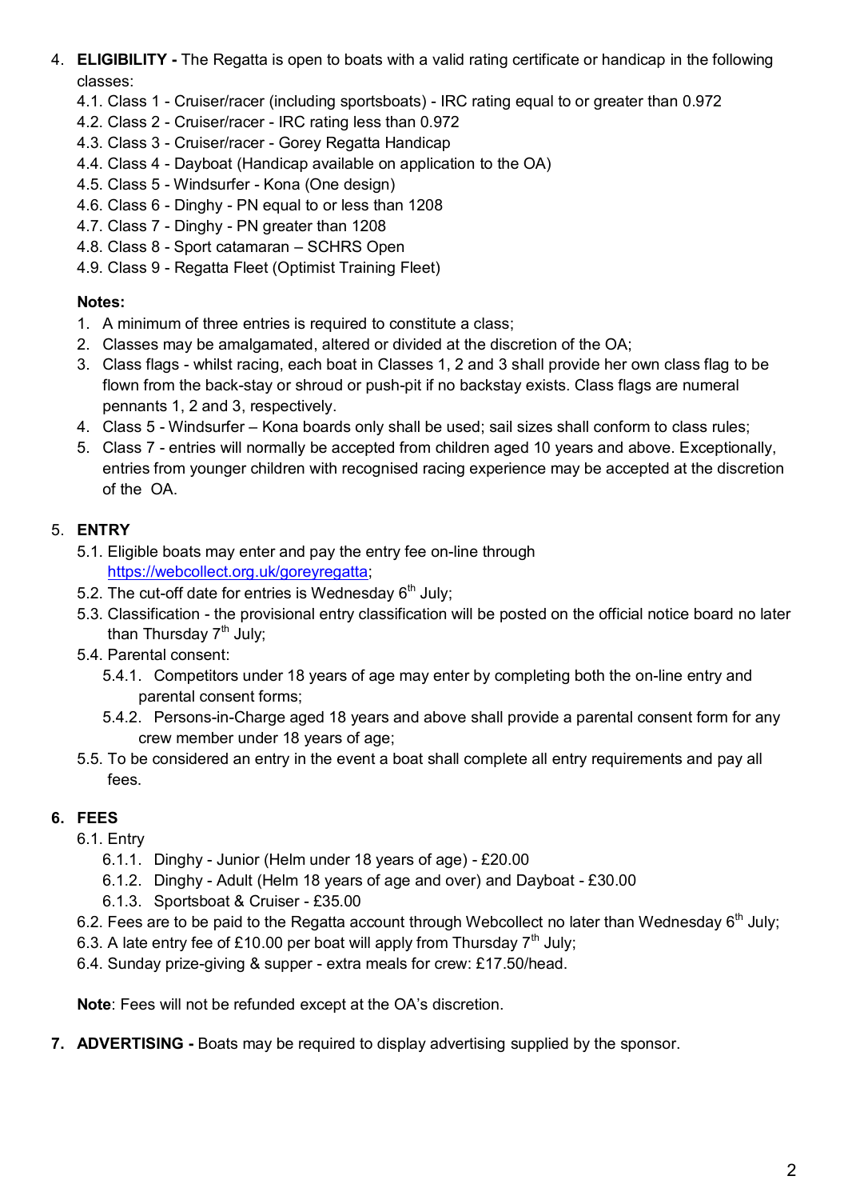4. **ELIGIBILITY -** The Regatta is open to boats with a valid rating certificate or handicap in the following classes:
   - 4.1. Class 1 - Cruiser/racer (including sportsboats) - IRC rating equal to or greater than 0.972
   - 4.2. Class 2 - Cruiser/racer - IRC rating less than 0.972
   - 4.3. Class 3 - Cruiser/racer - Gorey Regatta Handicap
   - 4.4. Class 4 - Dayboat (Handicap available on application to the OA)
   - 4.5. Class 5 - Windsurfer - Kona (One design)
   - 4.6. Class 6 - Dinghy - PN equal to or less than 1208
   - 4.7. Class 7 - Dinghy - PN greater than 1208
   - 4.8. Class 8 - Sport catamaran – SCHRS Open
   - 4.9. Class 9 - Regatta Fleet (Optimist Training Fleet)

   **Notes:**
   1. A minimum of three entries is required to constitute a class;
   2. Classes may be amalgamated, altered or divided at the discretion of the OA;
   3. Class flags - whilst racing, each boat in Classes 1, 2 and 3 shall provide her own class flag to be flown from the back-stay or shroud or push-pit if no backstay exists. Class flags are numeral pennants 1, 2 and 3, respectively.
   4. Class 5 - Windsurfer – Kona boards only shall be used; sail sizes shall conform to class rules;
   5. Class 7 - entries will normally be accepted from children aged 10 years and above. Exceptionally, entries from younger children with recognised racing experience may be accepted at the discretion of the OA.

5. **ENTRY**
   - 5.1. Eligible boats may enter and pay the entry fee on-line through [https://webcollect.org.uk/goreyregatta](https://webcollect.org.uk/goreyregatta);
   - 5.2. The cut-off date for entries is Wednesday 6th July;
   - 5.3. Classification - the provisional entry classification will be posted on the official notice board no later than Thursday 7th July;
   - 5.4. Parental consent:
     - 5.4.1. Competitors under 18 years of age may enter by completing both the on-line entry and parental consent forms;
     - 5.4.2. Persons-in-Charge aged 18 years and above shall provide a parental consent form for any crew member under 18 years of age;
   - 5.5. To be considered an entry in the event a boat shall complete all entry requirements and pay all fees.

6. **FEES**
   - 6.1. Entry
     - 6.1.1. Dinghy - Junior (Helm under 18 years of age) - £20.00
     - 6.1.2. Dinghy - Adult (Helm 18 years of age and over) and Dayboat - £30.00
     - 6.1.3. Sportsboat & Cruiser - £35.00
   - 6.2. Fees are to be paid to the Regatta account through Webcollect no later than Wednesday 6th July;
   - 6.3. A late entry fee of £10.00 per boat will apply from Thursday 7th July;
   - 6.4. Sunday prize-giving & supper - extra meals for crew: £17.50/head.

   **Note**: Fees will not be refunded except at the OA's discretion.

7. **ADVERTISING -** Boats may be required to display advertising supplied by the sponsor.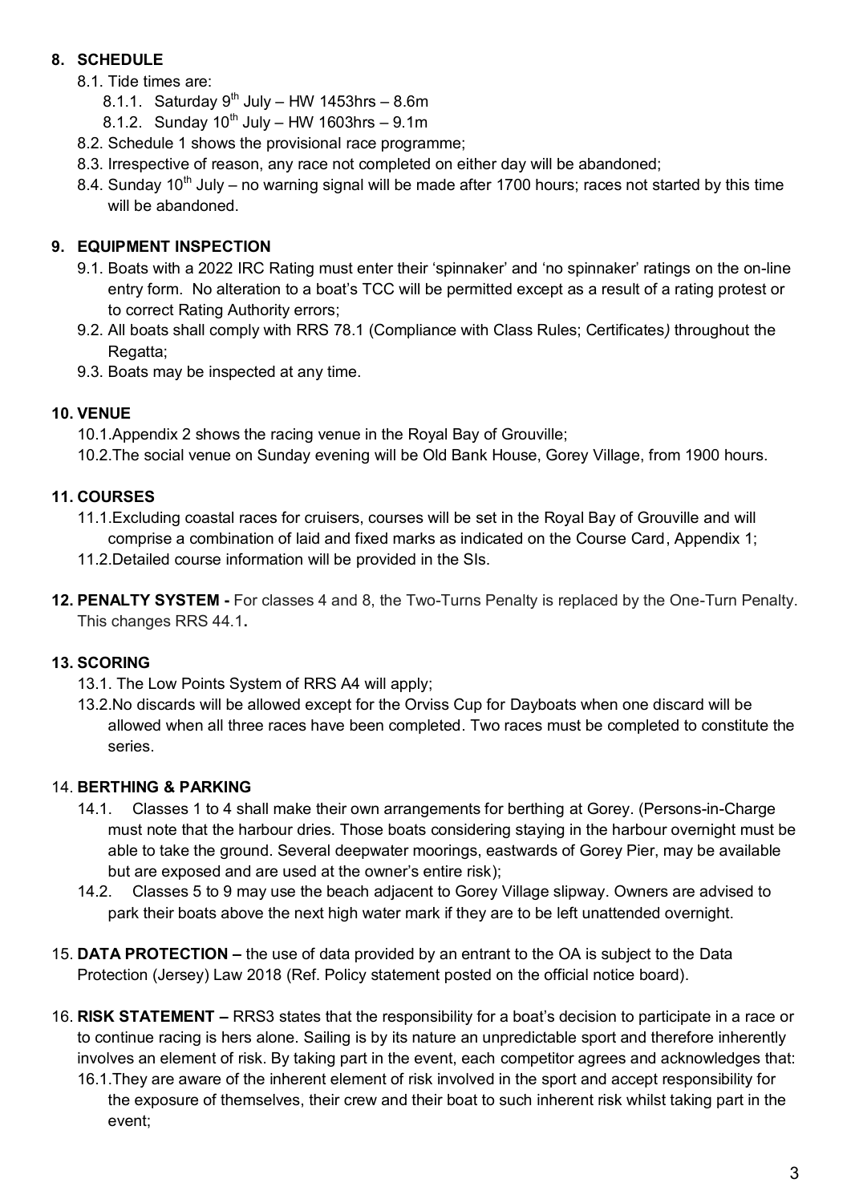## 8. SCHEDULE

8.1. Tide times are:

8.1.1. Saturday 9th July – HW 1453hrs – 8.6m

8.1.2. Sunday 10th July – HW 1603hrs – 9.1m

8.2. Schedule 1 shows the provisional race programme;

8.3. Irrespective of reason, any race not completed on either day will be abandoned;

8.4. Sunday 10th July – no warning signal will be made after 1700 hours; races not started by this time will be abandoned.

## 9. EQUIPMENT INSPECTION

9.1. Boats with a 2022 IRC Rating must enter their 'spinnaker' and 'no spinnaker' ratings on the on-line entry form. No alteration to a boat's TCC will be permitted except as a result of a rating protest or to correct Rating Authority errors;

9.2. All boats shall comply with RRS 78.1 (Compliance with Class Rules; Certificates*)* throughout the Regatta;

9.3. Boats may be inspected at any time.

## 10. VENUE

10.1. Appendix 2 shows the racing venue in the Royal Bay of Grouville;

10.2. The social venue on Sunday evening will be Old Bank House, Gorey Village, from 1900 hours.

## 11. COURSES

11.1. Excluding coastal races for cruisers, courses will be set in the Royal Bay of Grouville and will comprise a combination of laid and fixed marks as indicated on the Course Card, Appendix 1;

11.2. Detailed course information will be provided in the SIs.

**12. PENALTY SYSTEM -** For classes 4 and 8, the Two-Turns Penalty is replaced by the One-Turn Penalty. This changes RRS 44.1**.**

## 13. SCORING

13.1. The Low Points System of RRS A4 will apply;

13.2. No discards will be allowed except for the Orviss Cup for Dayboats when one discard will be allowed when all three races have been completed. Two races must be completed to constitute the series.

## 14. BERTHING & PARKING

14.1. Classes 1 to 4 shall make their own arrangements for berthing at Gorey. (Persons-in-Charge must note that the harbour dries. Those boats considering staying in the harbour overnight must be able to take the ground. Several deepwater moorings, eastwards of Gorey Pier, may be available but are exposed and are used at the owner's entire risk);

14.2. Classes 5 to 9 may use the beach adjacent to Gorey Village slipway. Owners are advised to park their boats above the next high water mark if they are to be left unattended overnight.

15. **DATA PROTECTION –** the use of data provided by an entrant to the OA is subject to the Data Protection (Jersey) Law 2018 (Ref. Policy statement posted on the official notice board).

16. **RISK STATEMENT –** RRS3 states that the responsibility for a boat's decision to participate in a race or to continue racing is hers alone. Sailing is by its nature an unpredictable sport and therefore inherently involves an element of risk. By taking part in the event, each competitor agrees and acknowledges that:

16.1. They are aware of the inherent element of risk involved in the sport and accept responsibility for the exposure of themselves, their crew and their boat to such inherent risk whilst taking part in the event;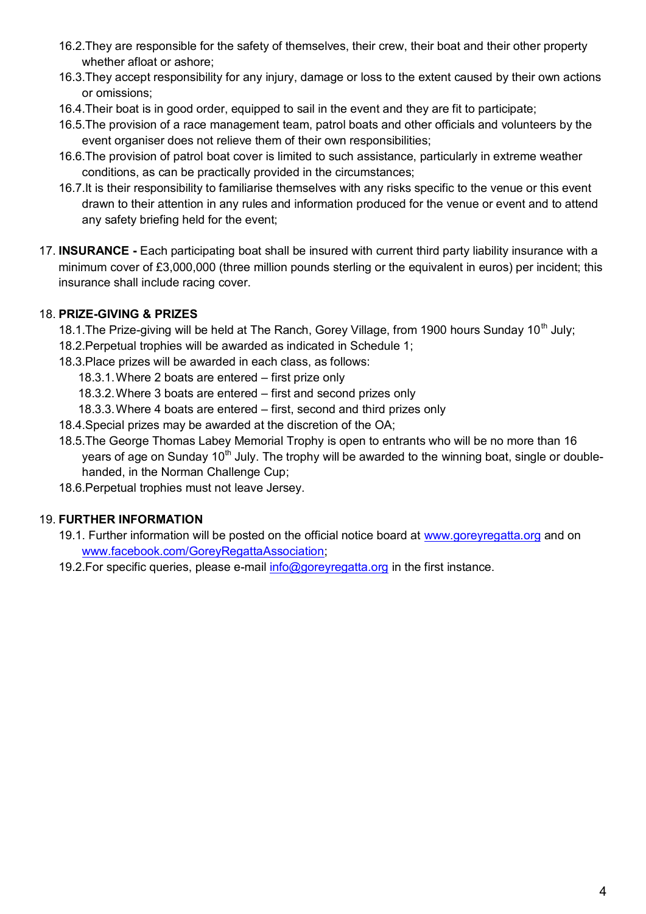16.2. They are responsible for the safety of themselves, their crew, their boat and their other property whether afloat or ashore;

16.3. They accept responsibility for any injury, damage or loss to the extent caused by their own actions or omissions;

16.4. Their boat is in good order, equipped to sail in the event and they are fit to participate;

16.5. The provision of a race management team, patrol boats and other officials and volunteers by the event organiser does not relieve them of their own responsibilities;

16.6. The provision of patrol boat cover is limited to such assistance, particularly in extreme weather conditions, as can be practically provided in the circumstances;

16.7. It is their responsibility to familiarise themselves with any risks specific to the venue or this event drawn to their attention in any rules and information produced for the venue or event and to attend any safety briefing held for the event;

17. **INSURANCE -** Each participating boat shall be insured with current third party liability insurance with a minimum cover of £3,000,000 (three million pounds sterling or the equivalent in euros) per incident; this insurance shall include racing cover.

18. **PRIZE-GIVING & PRIZES**

18.1. The Prize-giving will be held at The Ranch, Gorey Village, from 1900 hours Sunday 10th July;

18.2. Perpetual trophies will be awarded as indicated in Schedule 1;

18.3. Place prizes will be awarded in each class, as follows:

18.3.1. Where 2 boats are entered – first prize only

18.3.2. Where 3 boats are entered – first and second prizes only

18.3.3. Where 4 boats are entered – first, second and third prizes only

18.4. Special prizes may be awarded at the discretion of the OA;

18.5. The George Thomas Labey Memorial Trophy is open to entrants who will be no more than 16 years of age on Sunday 10th July. The trophy will be awarded to the winning boat, single or double-handed, in the Norman Challenge Cup;

18.6. Perpetual trophies must not leave Jersey.

19. **FURTHER INFORMATION**

19.1. Further information will be posted on the official notice board at www.goreyregatta.org and on www.facebook.com/GoreyRegattaAssociation;

19.2. For specific queries, please e-mail info@goreyregatta.org in the first instance.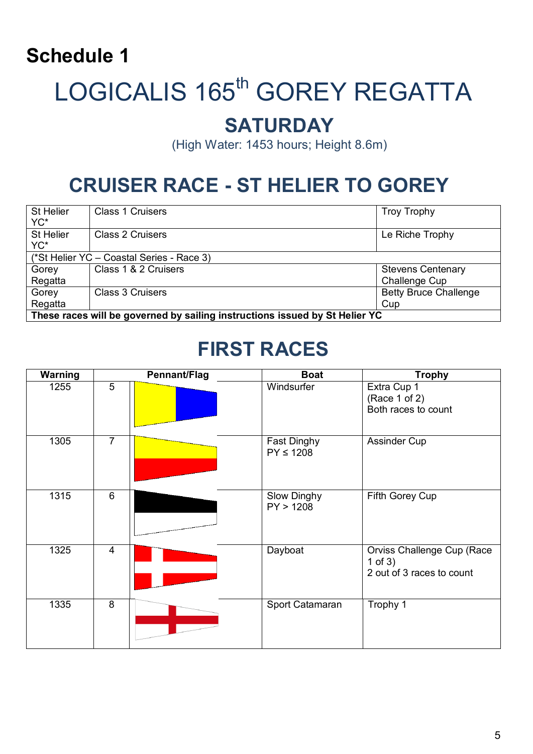## Schedule 1

# LOGICALIS 165th GOREY REGATTA

## SATURDAY

(High Water: 1453 hours; Height 8.6m)

## CRUISER RACE - ST HELIER TO GOREY

| | | |
|---|---|---|
| St Helier YC* | Class 1 Cruisers | Troy Trophy |
| St Helier YC* | Class 2 Cruisers | Le Riche Trophy |
| (*St Helier YC – Coastal Series - Race 3) | | |
| Gorey Regatta | Class 1 & 2 Cruisers | Stevens Centenary Challenge Cup |
| Gorey Regatta | Class 3 Cruisers | Betty Bruce Challenge Cup |
| **These races will be governed by sailing instructions issued by St Helier YC** | | |

## FIRST RACES

| Warning | Pennant/Flag | | Boat | Trophy |
|---|---|---|---|---|
| 1255 | 5 | | Windsurfer | Extra Cup 1 (Race 1 of 2) Both races to count |
| 1305 | 7 | | Fast Dinghy PY ≤ 1208 | Assinder Cup |
| 1315 | 6 | | Slow Dinghy PY > 1208 | Fifth Gorey Cup |
| 1325 | 4 | | Dayboat | Orviss Challenge Cup (Race 1 of 3) 2 out of 3 races to count |
| 1335 | 8 | | Sport Catamaran | Trophy 1 |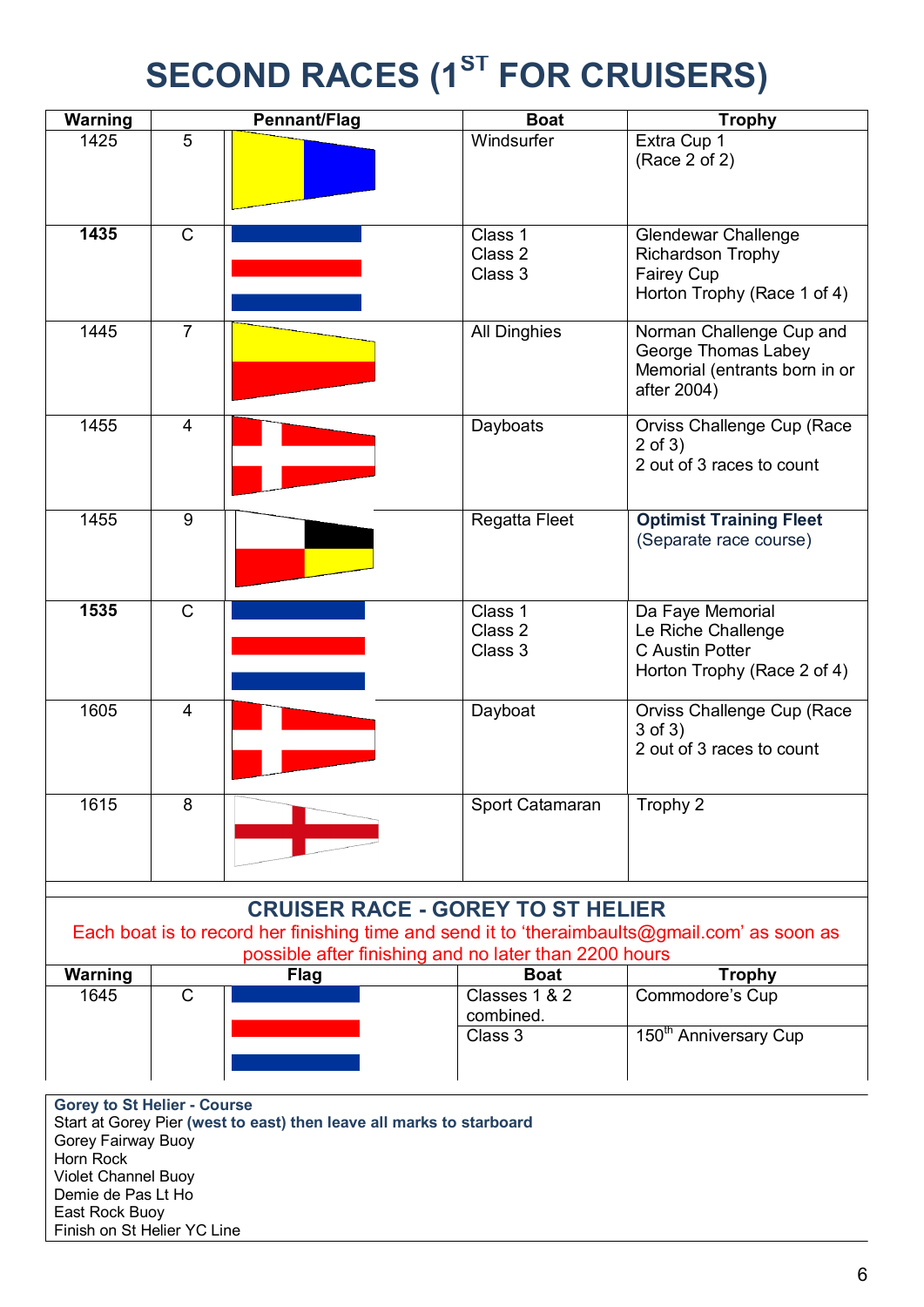# SECOND RACES (1ST FOR CRUISERS)

| Warning | Pennant/Flag | | Boat | Trophy |
|---|---|---|---|---|
| 1425 | 5 | | Windsurfer | Extra Cup 1<br>(Race 2 of 2) |
| **1435** | C | | Class 1<br>Class 2<br>Class 3 | Glendewar Challenge<br>Richardson Trophy<br>Fairey Cup<br>Horton Trophy (Race 1 of 4) |
| 1445 | 7 | | All Dinghies | Norman Challenge Cup and George Thomas Labey Memorial (entrants born in or after 2004) |
| 1455 | 4 | | Dayboats | Orviss Challenge Cup (Race 2 of 3)<br>2 out of 3 races to count |
| 1455 | 9 | | Regatta Fleet | **Optimist Training Fleet**<br>(Separate race course) |
| **1535** | C | | Class 1<br>Class 2<br>Class 3 | Da Faye Memorial<br>Le Riche Challenge<br>C Austin Potter<br>Horton Trophy (Race 2 of 4) |
| 1605 | 4 | | Dayboat | Orviss Challenge Cup (Race 3 of 3)<br>2 out of 3 races to count |
| 1615 | 8 | | Sport Catamaran | Trophy 2 |

## CRUISER RACE - GOREY TO ST HELIER

Each boat is to record her finishing time and send it to 'theraimbaults@gmail.com' as soon as possible after finishing and no later than 2200 hours

| Warning | Flag | | Boat | Trophy |
|---|---|---|---|---|
| 1645 | C | | Classes 1 & 2 combined. | Commodore's Cup |
| | | | Class 3 | 150th Anniversary Cup |

**Gorey to St Helier - Course**
Start at Gorey Pier **(west to east) then leave all marks to starboard**
Gorey Fairway Buoy
Horn Rock
Violet Channel Buoy
Demie de Pas Lt Ho
East Rock Buoy
Finish on St Helier YC Line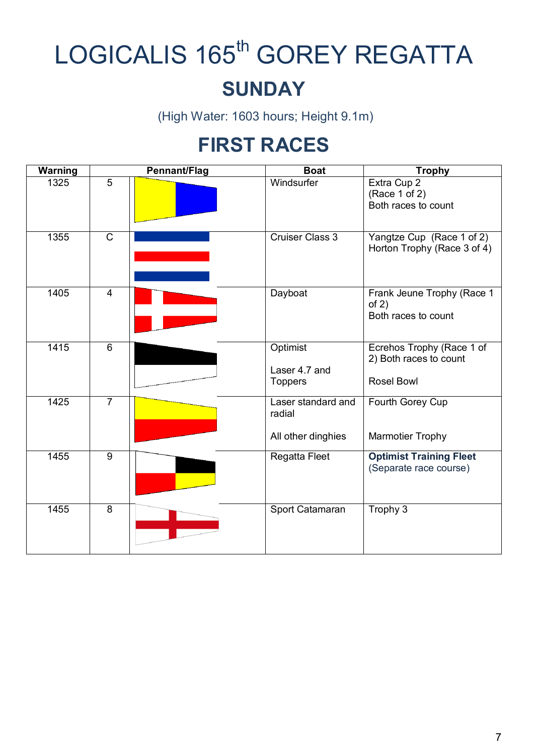# LOGICALIS 165th GOREY REGATTA

## SUNDAY

(High Water: 1603 hours; Height 9.1m)

## FIRST RACES

| Warning | Pennant/Flag | | Boat | Trophy |
|---|---|---|---|---|
| 1325 | 5 | | Windsurfer | Extra Cup 2 (Race 1 of 2) Both races to count |
| 1355 | C | | Cruiser Class 3 | Yangtze Cup (Race 1 of 2) Horton Trophy (Race 3 of 4) |
| 1405 | 4 | | Dayboat | Frank Jeune Trophy (Race 1 of 2) Both races to count |
| 1415 | 6 | | Optimist<br><br>Laser 4.7 and Toppers | Ecrehos Trophy (Race 1 of 2) Both races to count<br><br>Rosel Bowl |
| 1425 | 7 | | Laser standard and radial<br><br>All other dinghies | Fourth Gorey Cup<br><br>Marmotier Trophy |
| 1455 | 9 | | Regatta Fleet | **Optimist Training Fleet** (Separate race course) |
| 1455 | 8 | | Sport Catamaran | Trophy 3 |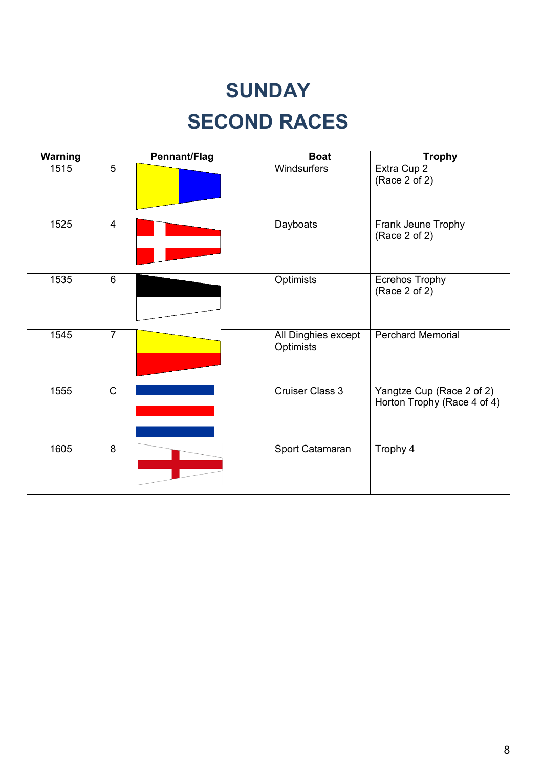# SUNDAY

# SECOND RACES

| Warning | Pennant/Flag | | Boat | Trophy |
|---|---|---|---|---|
| 1515 | 5 | | Windsurfers | Extra Cup 2 (Race 2 of 2) |
| 1525 | 4 | | Dayboats | Frank Jeune Trophy (Race 2 of 2) |
| 1535 | 6 | | Optimists | Ecrehos Trophy (Race 2 of 2) |
| 1545 | 7 | | All Dinghies except Optimists | Perchard Memorial |
| 1555 | C | | Cruiser Class 3 | Yangtze Cup (Race 2 of 2) Horton Trophy (Race 4 of 4) |
| 1605 | 8 | | Sport Catamaran | Trophy 4 |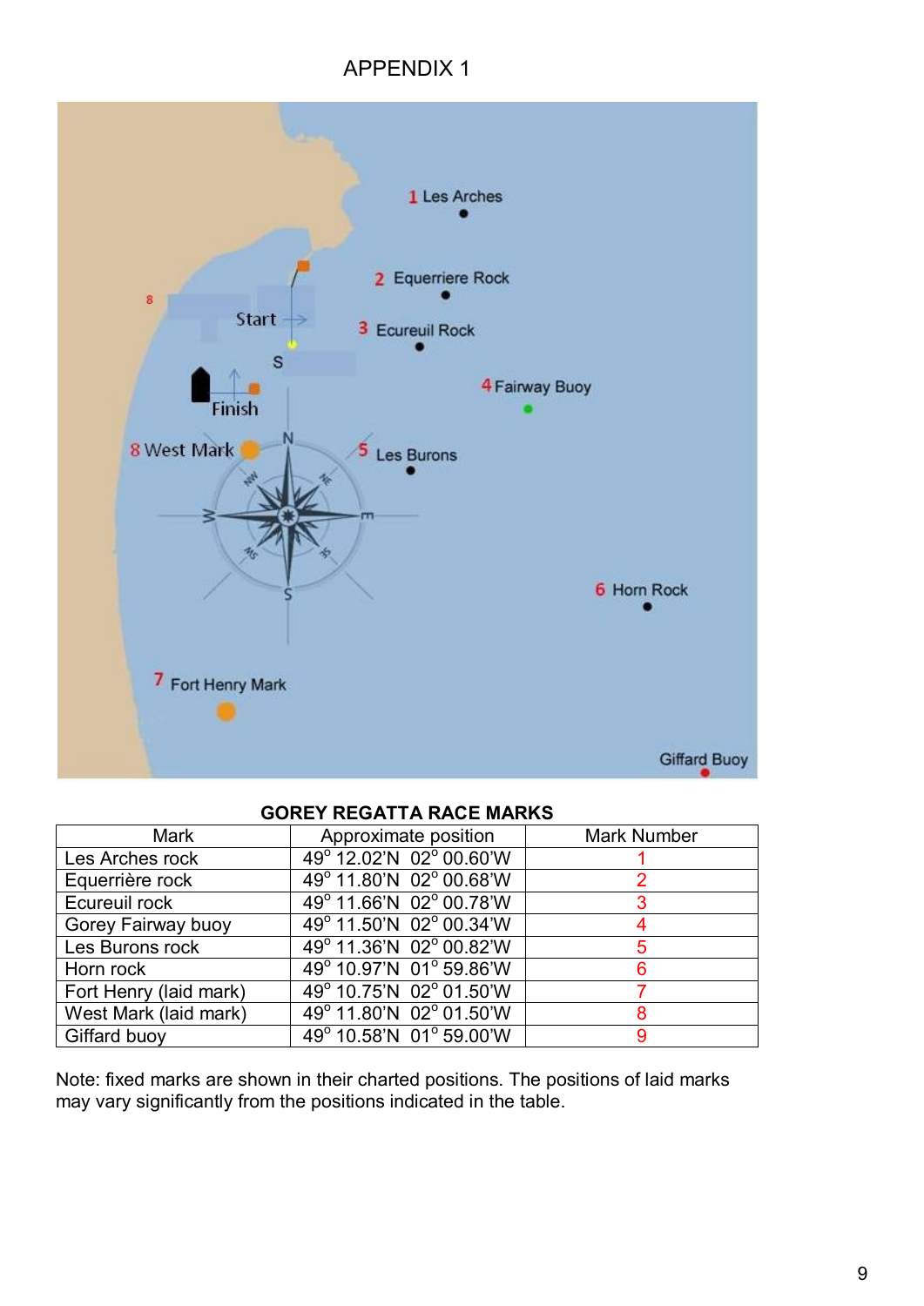# APPENDIX 1

**GOREY REGATTA RACE MARKS**

| Mark | Approximate position | Mark Number |
|---|---|---|
| Les Arches rock | 49° 12.02'N 02° 00.60'W | 1 |
| Equerrière rock | 49° 11.80'N 02° 00.68'W | 2 |
| Ecureuil rock | 49° 11.66'N 02° 00.78'W | 3 |
| Gorey Fairway buoy | 49° 11.50'N 02° 00.34'W | 4 |
| Les Burons rock | 49° 11.36'N 02° 00.82'W | 5 |
| Horn rock | 49° 10.97'N 01° 59.86'W | 6 |
| Fort Henry (laid mark) | 49° 10.75'N 02° 01.50'W | 7 |
| West Mark (laid mark) | 49° 11.80'N 02° 01.50'W | 8 |
| Giffard buoy | 49° 10.58'N 01° 59.00'W | 9 |

Note: fixed marks are shown in their charted positions. The positions of laid marks may vary significantly from the positions indicated in the table.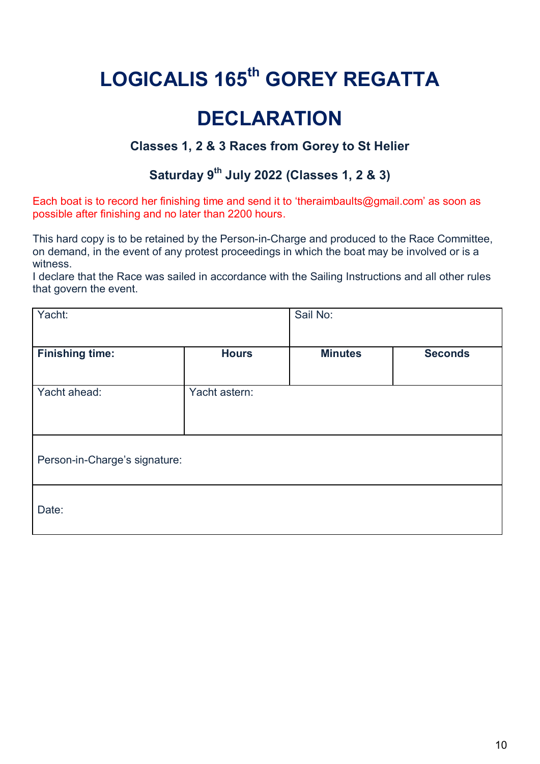# LOGICALIS 165th GOREY REGATTA

# DECLARATION

### Classes 1, 2 & 3 Races from Gorey to St Helier

### Saturday 9th July 2022 (Classes 1, 2 & 3)

Each boat is to record her finishing time and send it to 'theraimbaults@gmail.com' as soon as possible after finishing and no later than 2200 hours.

This hard copy is to be retained by the Person-in-Charge and produced to the Race Committee, on demand, in the event of any protest proceedings in which the boat may be involved or is a witness.
I declare that the Race was sailed in accordance with the Sailing Instructions and all other rules that govern the event.

| | | | |
|---|---|---|---|
| Yacht: | | Sail No: | |
| **Finishing time:** | **Hours** | **Minutes** | **Seconds** |
| Yacht ahead: | Yacht astern: | | |
| Person-in-Charge's signature: | | | |
| Date: | | | |